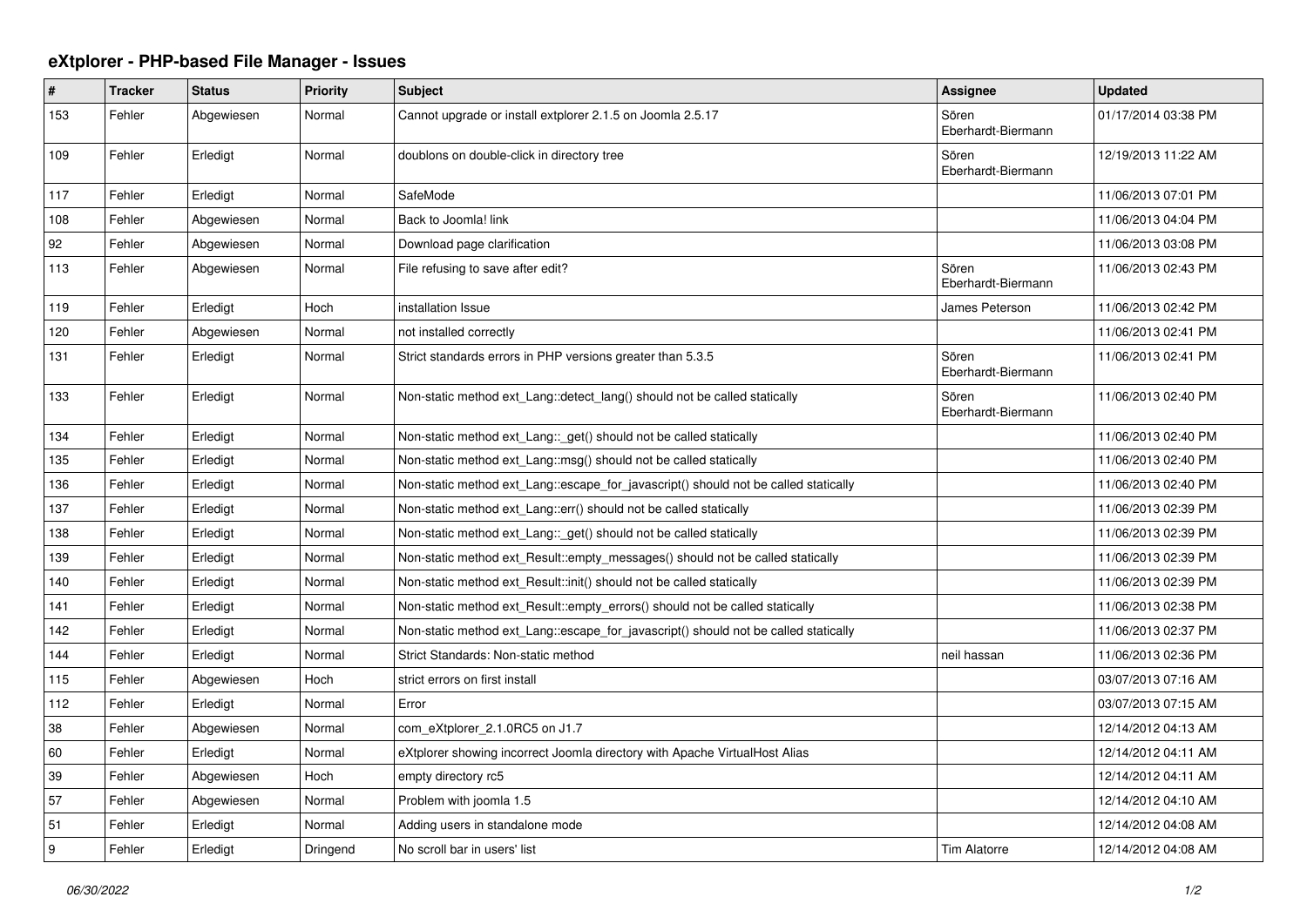# eXtplorer - PHP-based File Manager - Issues

| # | Tracker | Status | Priority | Subject | Assignee | Updated |
|---|---|---|---|---|---|---|
| 153 | Fehler | Abgewiesen | Normal | Cannot upgrade or install extplorer 2.1.5 on Joomla 2.5.17 | Sören Eberhardt-Biermann | 01/17/2014 03:38 PM |
| 109 | Fehler | Erledigt | Normal | doublons on double-click in directory tree | Sören Eberhardt-Biermann | 12/19/2013 11:22 AM |
| 117 | Fehler | Erledigt | Normal | SafeMode | | 11/06/2013 07:01 PM |
| 108 | Fehler | Abgewiesen | Normal | Back to Joomla! link | | 11/06/2013 04:04 PM |
| 92 | Fehler | Abgewiesen | Normal | Download page clarification | | 11/06/2013 03:08 PM |
| 113 | Fehler | Abgewiesen | Normal | File refusing to save after edit? | Sören Eberhardt-Biermann | 11/06/2013 02:43 PM |
| 119 | Fehler | Erledigt | Hoch | installation Issue | James Peterson | 11/06/2013 02:42 PM |
| 120 | Fehler | Abgewiesen | Normal | not installed correctly | | 11/06/2013 02:41 PM |
| 131 | Fehler | Erledigt | Normal | Strict standards errors in PHP versions greater than 5.3.5 | Sören Eberhardt-Biermann | 11/06/2013 02:41 PM |
| 133 | Fehler | Erledigt | Normal | Non-static method ext_Lang::detect_lang() should not be called statically | Sören Eberhardt-Biermann | 11/06/2013 02:40 PM |
| 134 | Fehler | Erledigt | Normal | Non-static method ext_Lang::_get() should not be called statically | | 11/06/2013 02:40 PM |
| 135 | Fehler | Erledigt | Normal | Non-static method ext_Lang::msg() should not be called statically | | 11/06/2013 02:40 PM |
| 136 | Fehler | Erledigt | Normal | Non-static method ext_Lang::escape_for_javascript() should not be called statically | | 11/06/2013 02:40 PM |
| 137 | Fehler | Erledigt | Normal | Non-static method ext_Lang::err() should not be called statically | | 11/06/2013 02:39 PM |
| 138 | Fehler | Erledigt | Normal | Non-static method ext_Lang::_get() should not be called statically | | 11/06/2013 02:39 PM |
| 139 | Fehler | Erledigt | Normal | Non-static method ext_Result::empty_messages() should not be called statically | | 11/06/2013 02:39 PM |
| 140 | Fehler | Erledigt | Normal | Non-static method ext_Result::init() should not be called statically | | 11/06/2013 02:39 PM |
| 141 | Fehler | Erledigt | Normal | Non-static method ext_Result::empty_errors() should not be called statically | | 11/06/2013 02:38 PM |
| 142 | Fehler | Erledigt | Normal | Non-static method ext_Lang::escape_for_javascript() should not be called statically | | 11/06/2013 02:37 PM |
| 144 | Fehler | Erledigt | Normal | Strict Standards: Non-static method | neil hassan | 11/06/2013 02:36 PM |
| 115 | Fehler | Abgewiesen | Hoch | strict errors on first install | | 03/07/2013 07:16 AM |
| 112 | Fehler | Erledigt | Normal | Error | | 03/07/2013 07:15 AM |
| 38 | Fehler | Abgewiesen | Normal | com_eXtplorer_2.1.0RC5 on J1.7 | | 12/14/2012 04:13 AM |
| 60 | Fehler | Erledigt | Normal | eXtplorer showing incorrect Joomla directory with Apache VirtualHost Alias | | 12/14/2012 04:11 AM |
| 39 | Fehler | Abgewiesen | Hoch | empty directory rc5 | | 12/14/2012 04:11 AM |
| 57 | Fehler | Abgewiesen | Normal | Problem with joomla 1.5 | | 12/14/2012 04:10 AM |
| 51 | Fehler | Erledigt | Normal | Adding users in standalone mode | | 12/14/2012 04:08 AM |
| 9 | Fehler | Erledigt | Dringend | No scroll bar in users' list | Tim Alatorre | 12/14/2012 04:08 AM |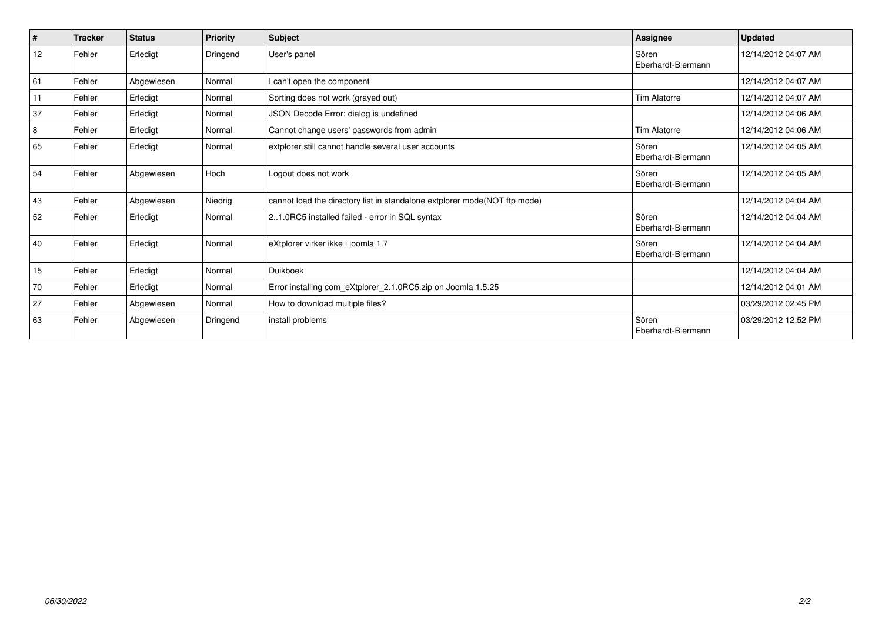| # | Tracker | Status | Priority | Subject | Assignee | Updated |
|---|---|---|---|---|---|---|
| 12 | Fehler | Erledigt | Dringend | User's panel | Sören Eberhardt-Biermann | 12/14/2012 04:07 AM |
| 61 | Fehler | Abgewiesen | Normal | I can't open the component | | 12/14/2012 04:07 AM |
| 11 | Fehler | Erledigt | Normal | Sorting does not work (grayed out) | Tim Alatorre | 12/14/2012 04:07 AM |
| 37 | Fehler | Erledigt | Normal | JSON Decode Error: dialog is undefined | | 12/14/2012 04:06 AM |
| 8 | Fehler | Erledigt | Normal | Cannot change users' passwords from admin | Tim Alatorre | 12/14/2012 04:06 AM |
| 65 | Fehler | Erledigt | Normal | extplorer still cannot handle several user accounts | Sören Eberhardt-Biermann | 12/14/2012 04:05 AM |
| 54 | Fehler | Abgewiesen | Hoch | Logout does not work | Sören Eberhardt-Biermann | 12/14/2012 04:05 AM |
| 43 | Fehler | Abgewiesen | Niedrig | cannot load the directory list in standalone extplorer mode(NOT ftp mode) | | 12/14/2012 04:04 AM |
| 52 | Fehler | Erledigt | Normal | 2..1.0RC5 installed failed - error in SQL syntax | Sören Eberhardt-Biermann | 12/14/2012 04:04 AM |
| 40 | Fehler | Erledigt | Normal | eXtplorer virker ikke i joomla 1.7 | Sören Eberhardt-Biermann | 12/14/2012 04:04 AM |
| 15 | Fehler | Erledigt | Normal | Duikboek | | 12/14/2012 04:04 AM |
| 70 | Fehler | Erledigt | Normal | Error installing com_eXtplorer_2.1.0RC5.zip on Joomla 1.5.25 | | 12/14/2012 04:01 AM |
| 27 | Fehler | Abgewiesen | Normal | How to download multiple files? | | 03/29/2012 02:45 PM |
| 63 | Fehler | Abgewiesen | Dringend | install problems | Sören Eberhardt-Biermann | 03/29/2012 12:52 PM |